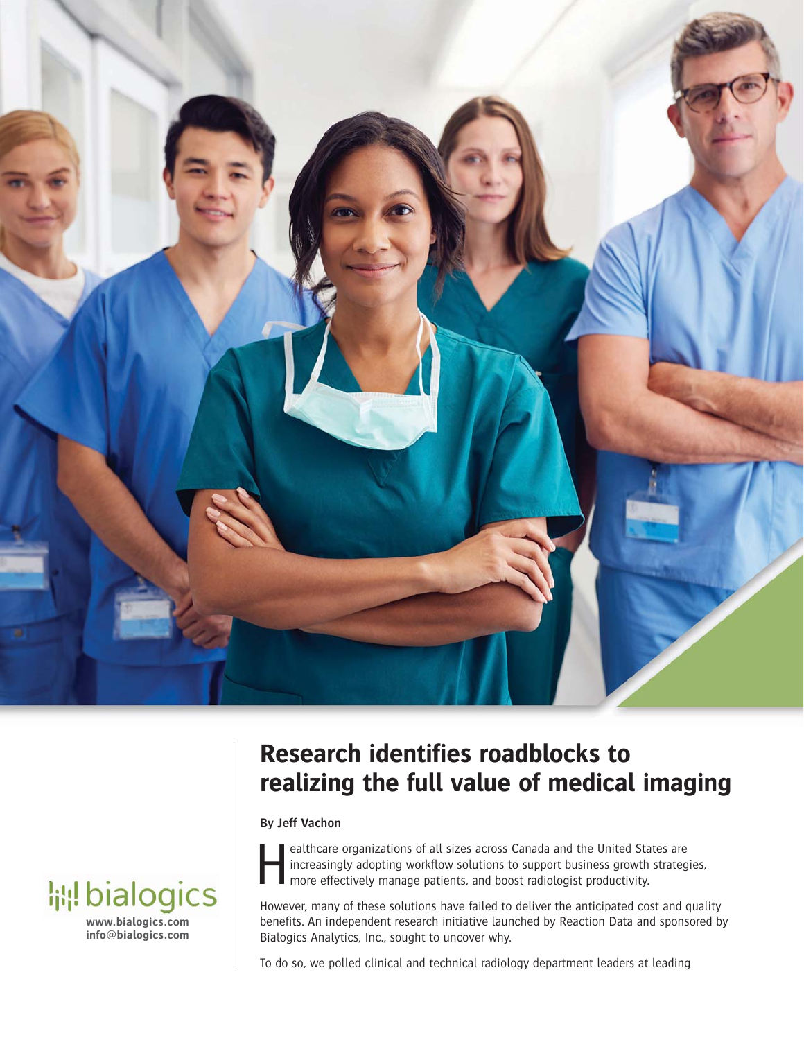# Research identifies roadblocks to realizing the full value of medical imaging

**By Jeff Vachon**

Healthcare organizations of all sizes across Canada and the United States are increasingly adopting workflow solutions to support business growth strategies, more effectively manage patients, and boost radiologist productivity.

However, many of these solutions have failed to deliver the anticipated cost and quality benefits. An independent research initiative launched by Reaction Data and sponsored by Bialogics Analytics, Inc., sought to uncover why.

To do so, we polled clinical and technical radiology department leaders at leading

bialogics
**www.bialogics.com**
**info@bialogics.com**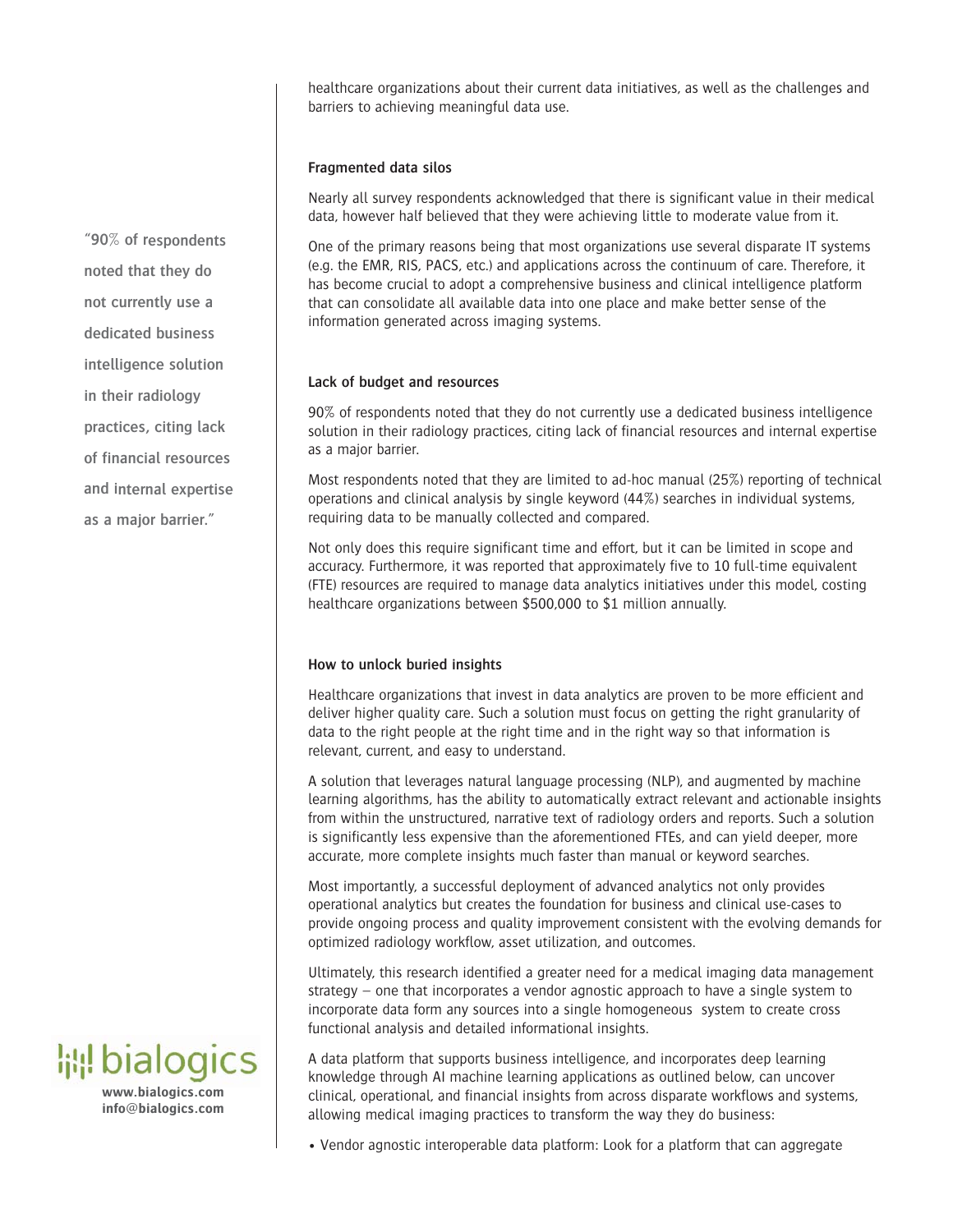healthcare organizations about their current data initiatives, as well as the challenges and barriers to achieving meaningful data use.

### Fragmented data silos

Nearly all survey respondents acknowledged that there is significant value in their medical data, however half believed that they were achieving little to moderate value from it.

One of the primary reasons being that most organizations use several disparate IT systems (e.g. the EMR, RIS, PACS, etc.) and applications across the continuum of care. Therefore, it has become crucial to adopt a comprehensive business and clinical intelligence platform that can consolidate all available data into one place and make better sense of the information generated across imaging systems.

> "90% of respondents noted that they do not currently use a dedicated business intelligence solution in their radiology practices, citing lack of financial resources and internal expertise as a major barrier."

### Lack of budget and resources

90% of respondents noted that they do not currently use a dedicated business intelligence solution in their radiology practices, citing lack of financial resources and internal expertise as a major barrier.

Most respondents noted that they are limited to ad-hoc manual (25%) reporting of technical operations and clinical analysis by single keyword (44%) searches in individual systems, requiring data to be manually collected and compared.

Not only does this require significant time and effort, but it can be limited in scope and accuracy. Furthermore, it was reported that approximately five to 10 full-time equivalent (FTE) resources are required to manage data analytics initiatives under this model, costing healthcare organizations between $500,000 to $1 million annually.

### How to unlock buried insights

Healthcare organizations that invest in data analytics are proven to be more efficient and deliver higher quality care. Such a solution must focus on getting the right granularity of data to the right people at the right time and in the right way so that information is relevant, current, and easy to understand.

A solution that leverages natural language processing (NLP), and augmented by machine learning algorithms, has the ability to automatically extract relevant and actionable insights from within the unstructured, narrative text of radiology orders and reports. Such a solution is significantly less expensive than the aforementioned FTEs, and can yield deeper, more accurate, more complete insights much faster than manual or keyword searches.

Most importantly, a successful deployment of advanced analytics not only provides operational analytics but creates the foundation for business and clinical use-cases to provide ongoing process and quality improvement consistent with the evolving demands for optimized radiology workflow, asset utilization, and outcomes.

Ultimately, this research identified a greater need for a medical imaging data management strategy – one that incorporates a vendor agnostic approach to have a single system to incorporate data form any sources into a single homogeneous system to create cross functional analysis and detailed informational insights.

A data platform that supports business intelligence, and incorporates deep learning knowledge through AI machine learning applications as outlined below, can uncover clinical, operational, and financial insights from across disparate workflows and systems, allowing medical imaging practices to transform the way they do business:

- Vendor agnostic interoperable data platform: Look for a platform that can aggregate

bialogics
www.bialogics.com
info@bialogics.com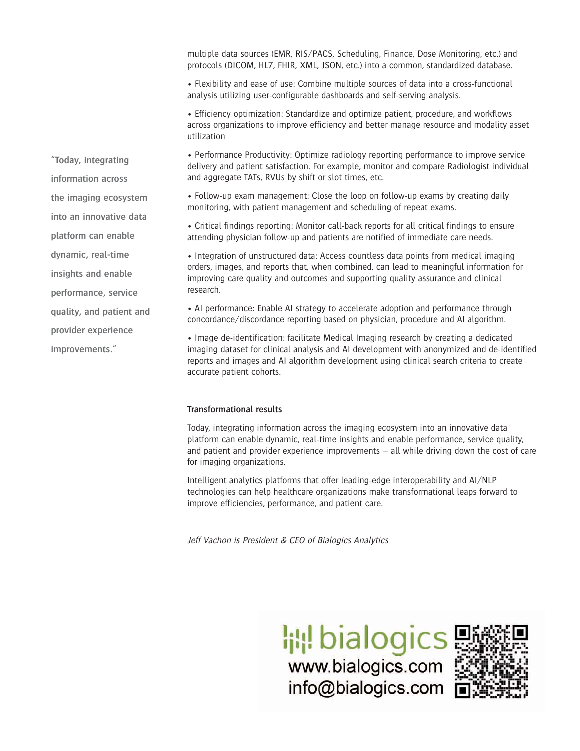multiple data sources (EMR, RIS/PACS, Scheduling, Finance, Dose Monitoring, etc.) and protocols (DICOM, HL7, FHIR, XML, JSON, etc.) into a common, standardized database.

• Flexibility and ease of use: Combine multiple sources of data into a cross-functional analysis utilizing user-configurable dashboards and self-serving analysis.

• Efficiency optimization: Standardize and optimize patient, procedure, and workflows across organizations to improve efficiency and better manage resource and modality asset utilization

• Performance Productivity: Optimize radiology reporting performance to improve service delivery and patient satisfaction. For example, monitor and compare Radiologist individual and aggregate TATs, RVUs by shift or slot times, etc.

• Follow-up exam management: Close the loop on follow-up exams by creating daily monitoring, with patient management and scheduling of repeat exams.

• Critical findings reporting: Monitor call-back reports for all critical findings to ensure attending physician follow-up and patients are notified of immediate care needs.

• Integration of unstructured data: Access countless data points from medical imaging orders, images, and reports that, when combined, can lead to meaningful information for improving care quality and outcomes and supporting quality assurance and clinical research.

• AI performance: Enable AI strategy to accelerate adoption and performance through concordance/discordance reporting based on physician, procedure and AI algorithm.

• Image de-identification: facilitate Medical Imaging research by creating a dedicated imaging dataset for clinical analysis and AI development with anonymized and de-identified reports and images and AI algorithm development using clinical search criteria to create accurate patient cohorts.

**"Today, integrating information across the imaging ecosystem into an innovative data platform can enable dynamic, real-time insights and enable performance, service quality, and patient and provider experience improvements."**

### Transformational results

Today, integrating information across the imaging ecosystem into an innovative data platform can enable dynamic, real-time insights and enable performance, service quality, and patient and provider experience improvements – all while driving down the cost of care for imaging organizations.

Intelligent analytics platforms that offer leading-edge interoperability and AI/NLP technologies can help healthcare organizations make transformational leaps forward to improve efficiencies, performance, and patient care.

*Jeff Vachon is President & CEO of Bialogics Analytics*

bialogics
www.bialogics.com
info@bialogics.com